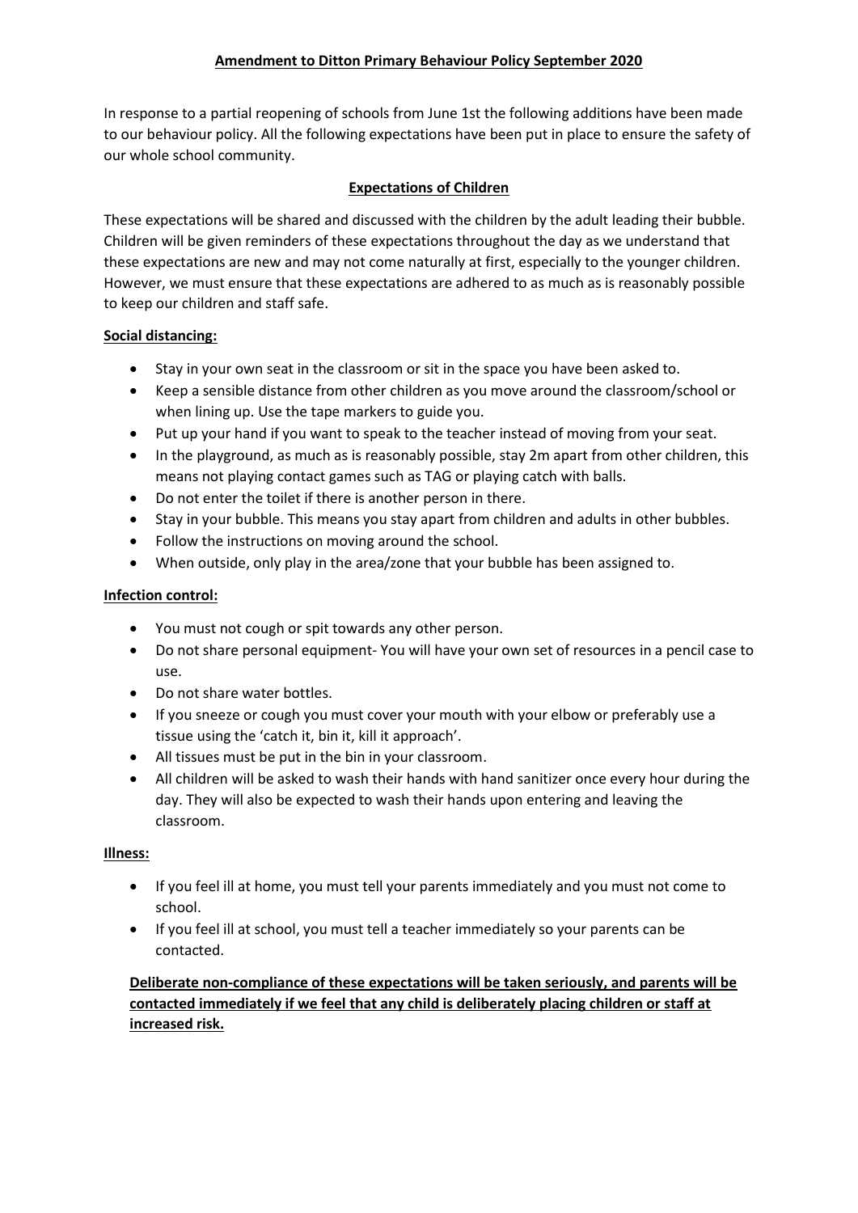# Amendment to Ditton Primary Behaviour Policy September 2020

In response to a partial reopening of schools from June 1st the following additions have been made to our behaviour policy. All the following expectations have been put in place to ensure the safety of our whole school community.

## Expectations of Children

These expectations will be shared and discussed with the children by the adult leading their bubble. Children will be given reminders of these expectations throughout the day as we understand that these expectations are new and may not come naturally at first, especially to the younger children. However, we must ensure that these expectations are adhered to as much as is reasonably possible to keep our children and staff safe.

### Social distancing:

- Stay in your own seat in the classroom or sit in the space you have been asked to.
- Keep a sensible distance from other children as you move around the classroom/school or when lining up. Use the tape markers to guide you.
- Put up your hand if you want to speak to the teacher instead of moving from your seat.
- In the playground, as much as is reasonably possible, stay 2m apart from other children, this means not playing contact games such as TAG or playing catch with balls.
- Do not enter the toilet if there is another person in there.
- Stay in your bubble. This means you stay apart from children and adults in other bubbles.
- Follow the instructions on moving around the school.
- When outside, only play in the area/zone that your bubble has been assigned to.

### Infection control:

- You must not cough or spit towards any other person.
- Do not share personal equipment- You will have your own set of resources in a pencil case to use.
- Do not share water bottles.
- If you sneeze or cough you must cover your mouth with your elbow or preferably use a tissue using the 'catch it, bin it, kill it approach'.
- All tissues must be put in the bin in your classroom.
- All children will be asked to wash their hands with hand sanitizer once every hour during the day. They will also be expected to wash their hands upon entering and leaving the classroom.

### Illness:

- If you feel ill at home, you must tell your parents immediately and you must not come to school.
- If you feel ill at school, you must tell a teacher immediately so your parents can be contacted.

**Deliberate non-compliance of these expectations will be taken seriously, and parents will be contacted immediately if we feel that any child is deliberately placing children or staff at increased risk.**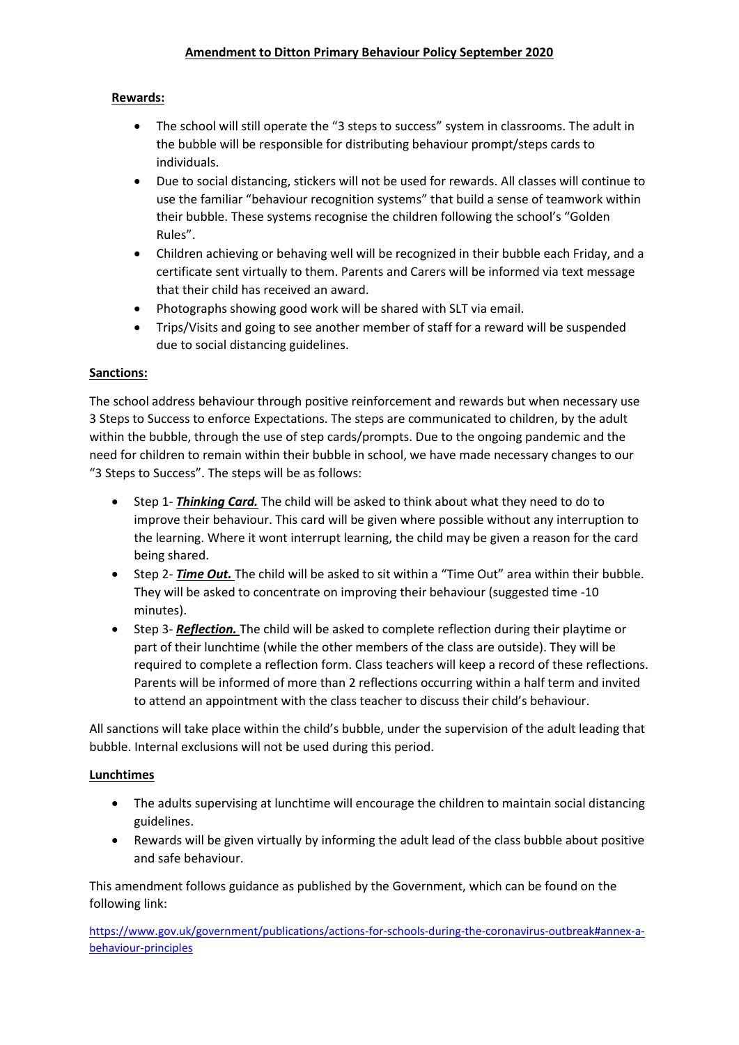## Amendment to Ditton Primary Behaviour Policy September 2020

### Rewards:

- The school will still operate the "3 steps to success" system in classrooms. The adult in the bubble will be responsible for distributing behaviour prompt/steps cards to individuals.
- Due to social distancing, stickers will not be used for rewards. All classes will continue to use the familiar "behaviour recognition systems" that build a sense of teamwork within their bubble. These systems recognise the children following the school's "Golden Rules".
- Children achieving or behaving well will be recognized in their bubble each Friday, and a certificate sent virtually to them. Parents and Carers will be informed via text message that their child has received an award.
- Photographs showing good work will be shared with SLT via email.
- Trips/Visits and going to see another member of staff for a reward will be suspended due to social distancing guidelines.

### Sanctions:

The school address behaviour through positive reinforcement and rewards but when necessary use 3 Steps to Success to enforce Expectations. The steps are communicated to children, by the adult within the bubble, through the use of step cards/prompts. Due to the ongoing pandemic and the need for children to remain within their bubble in school, we have made necessary changes to our "3 Steps to Success". The steps will be as follows:

- Step 1- ***Thinking Card.*** The child will be asked to think about what they need to do to improve their behaviour. This card will be given where possible without any interruption to the learning. Where it wont interrupt learning, the child may be given a reason for the card being shared.
- Step 2- ***Time Out.*** The child will be asked to sit within a "Time Out" area within their bubble. They will be asked to concentrate on improving their behaviour (suggested time -10 minutes).
- Step 3- ***Reflection.*** The child will be asked to complete reflection during their playtime or part of their lunchtime (while the other members of the class are outside). They will be required to complete a reflection form. Class teachers will keep a record of these reflections. Parents will be informed of more than 2 reflections occurring within a half term and invited to attend an appointment with the class teacher to discuss their child's behaviour.

All sanctions will take place within the child's bubble, under the supervision of the adult leading that bubble. Internal exclusions will not be used during this period.

### Lunchtimes

- The adults supervising at lunchtime will encourage the children to maintain social distancing guidelines.
- Rewards will be given virtually by informing the adult lead of the class bubble about positive and safe behaviour.

This amendment follows guidance as published by the Government, which can be found on the following link:

https://www.gov.uk/government/publications/actions-for-schools-during-the-coronavirus-outbreak#annex-a-behaviour-principles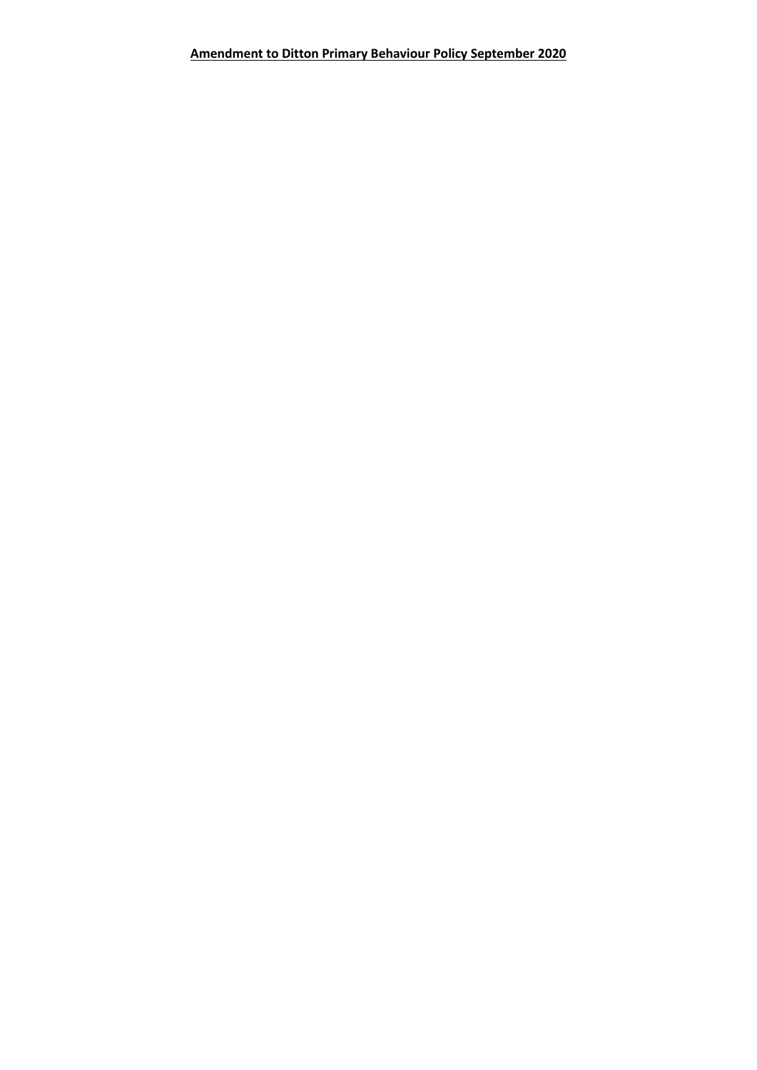**Amendment to Ditton Primary Behaviour Policy September 2020**